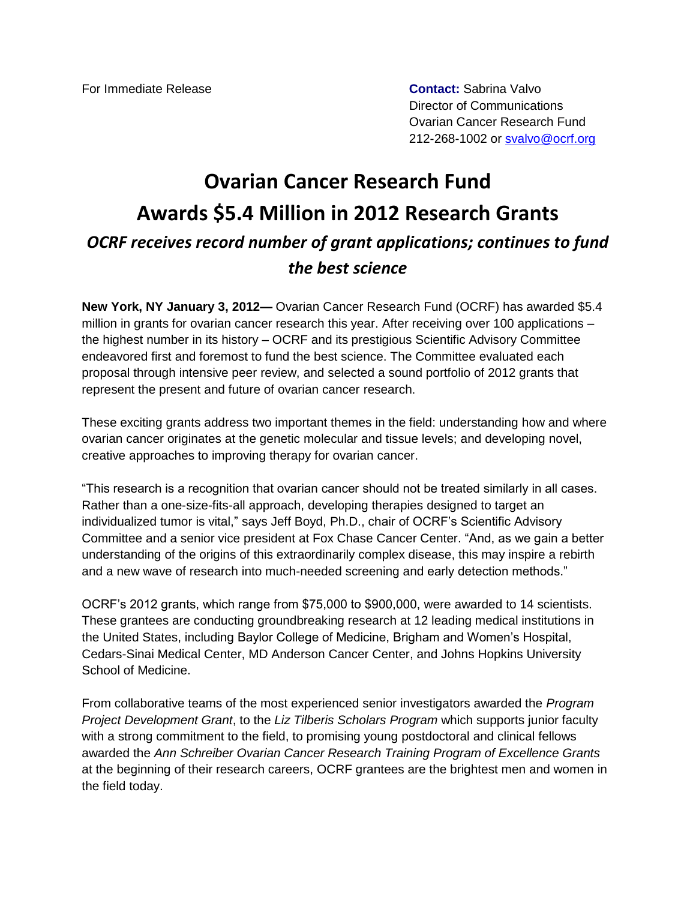For Immediate Release

**Contact:** Sabrina Valvo
Director of Communications
Ovarian Cancer Research Fund
212-268-1002 or svalvo@ocrf.org

# Ovarian Cancer Research Fund Awards $5.4 Million in 2012 Research Grants

## *OCRF receives record number of grant applications; continues to fund the best science*

**New York, NY January 3, 2012—** Ovarian Cancer Research Fund (OCRF) has awarded $5.4 million in grants for ovarian cancer research this year. After receiving over 100 applications – the highest number in its history – OCRF and its prestigious Scientific Advisory Committee endeavored first and foremost to fund the best science. The Committee evaluated each proposal through intensive peer review, and selected a sound portfolio of 2012 grants that represent the present and future of ovarian cancer research.

These exciting grants address two important themes in the field: understanding how and where ovarian cancer originates at the genetic molecular and tissue levels; and developing novel, creative approaches to improving therapy for ovarian cancer.

“This research is a recognition that ovarian cancer should not be treated similarly in all cases. Rather than a one-size-fits-all approach, developing therapies designed to target an individualized tumor is vital,” says Jeff Boyd, Ph.D., chair of OCRF’s Scientific Advisory Committee and a senior vice president at Fox Chase Cancer Center. “And, as we gain a better understanding of the origins of this extraordinarily complex disease, this may inspire a rebirth and a new wave of research into much-needed screening and early detection methods.”

OCRF’s 2012 grants, which range from $75,000 to $900,000, were awarded to 14 scientists. These grantees are conducting groundbreaking research at 12 leading medical institutions in the United States, including Baylor College of Medicine, Brigham and Women’s Hospital, Cedars-Sinai Medical Center, MD Anderson Cancer Center, and Johns Hopkins University School of Medicine.

From collaborative teams of the most experienced senior investigators awarded the *Program Project Development Grant*, to the *Liz Tilberis Scholars Program* which supports junior faculty with a strong commitment to the field, to promising young postdoctoral and clinical fellows awarded the *Ann Schreiber Ovarian Cancer Research Training Program of Excellence Grants* at the beginning of their research careers, OCRF grantees are the brightest men and women in the field today.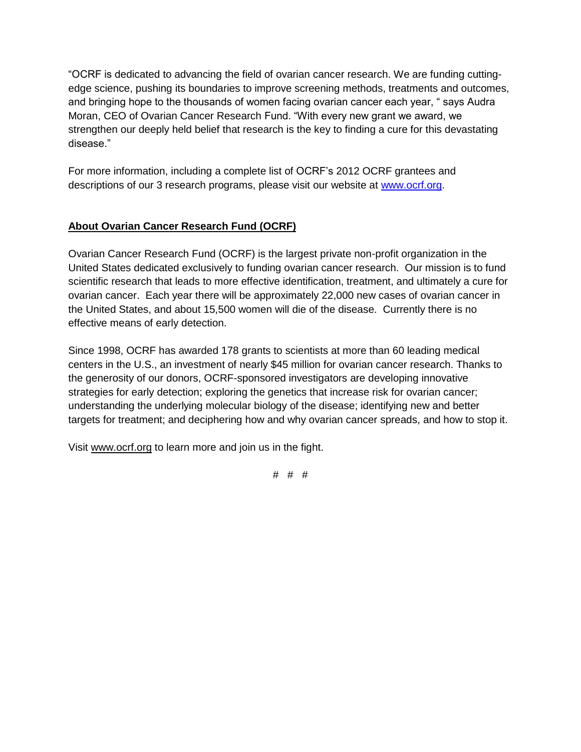"OCRF is dedicated to advancing the field of ovarian cancer research. We are funding cutting-edge science, pushing its boundaries to improve screening methods, treatments and outcomes, and bringing hope to the thousands of women facing ovarian cancer each year, " says Audra Moran, CEO of Ovarian Cancer Research Fund. "With every new grant we award, we strengthen our deeply held belief that research is the key to finding a cure for this devastating disease."

For more information, including a complete list of OCRF's 2012 OCRF grantees and descriptions of our 3 research programs, please visit our website at www.ocrf.org.

**About Ovarian Cancer Research Fund (OCRF)**

Ovarian Cancer Research Fund (OCRF) is the largest private non-profit organization in the United States dedicated exclusively to funding ovarian cancer research. Our mission is to fund scientific research that leads to more effective identification, treatment, and ultimately a cure for ovarian cancer. Each year there will be approximately 22,000 new cases of ovarian cancer in the United States, and about 15,500 women will die of the disease. Currently there is no effective means of early detection.

Since 1998, OCRF has awarded 178 grants to scientists at more than 60 leading medical centers in the U.S., an investment of nearly $45 million for ovarian cancer research. Thanks to the generosity of our donors, OCRF-sponsored investigators are developing innovative strategies for early detection; exploring the genetics that increase risk for ovarian cancer; understanding the underlying molecular biology of the disease; identifying new and better targets for treatment; and deciphering how and why ovarian cancer spreads, and how to stop it.

Visit www.ocrf.org to learn more and join us in the fight.

# # #